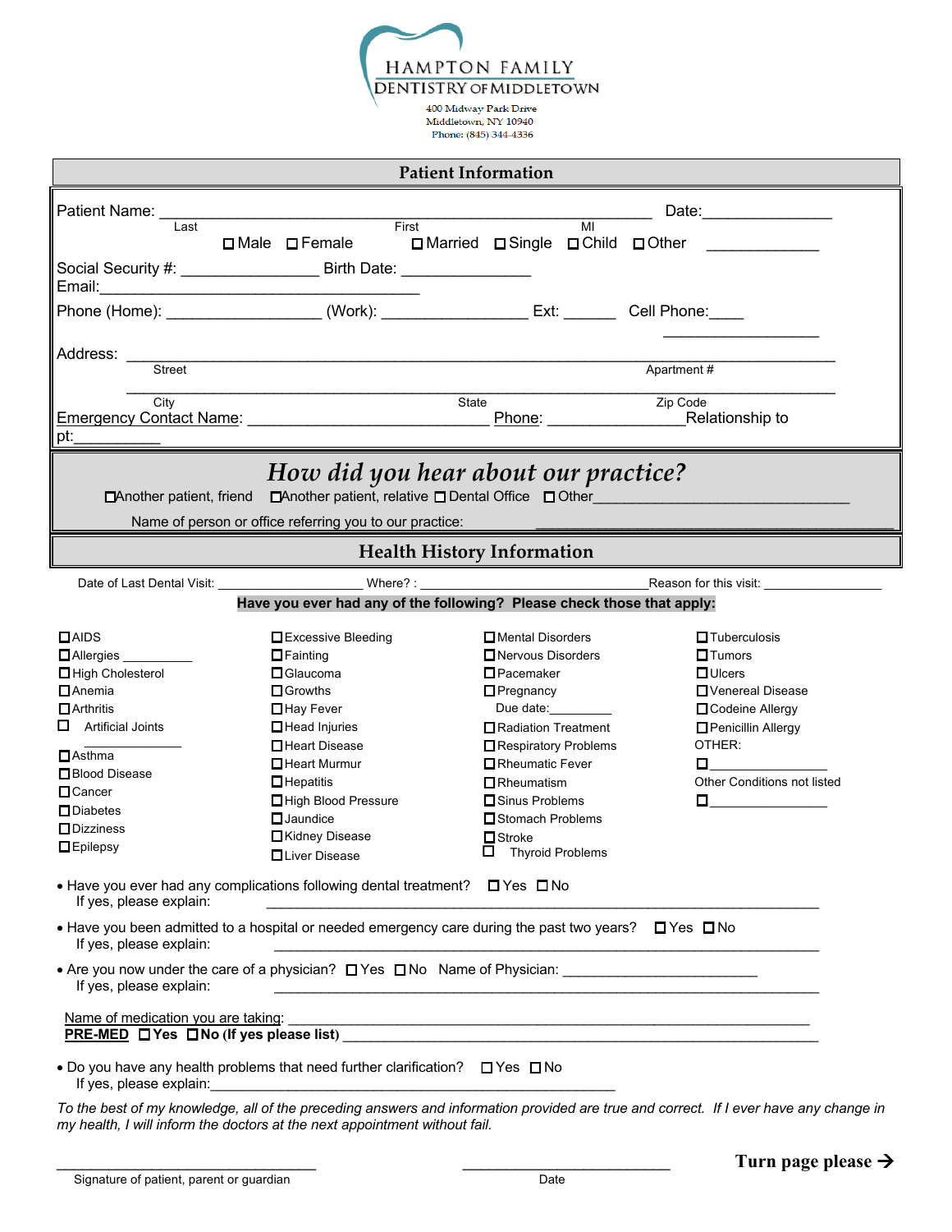HAMPTON FAMILY
DENTISTRY OF MIDDLETOWN

400 Midway Park Drive
Middletown, NY 10940
Phone: (845) 344-4336

## Patient Information

Patient Name: ____________________________________________ Date:_______________
Last First MI

☐ Male ☐ Female ☐ Married ☐ Single ☐ Child ☐ Other ____________

Social Security #: _______________ Birth Date: _______________
Email:____________________________________

Phone (Home): _________________ (Work): ________________ Ext: ______ Cell Phone:____ ________________

Address: ______________________________________________________________
Street Apartment #

______________________________________________________________
City State Zip Code

Emergency Contact Name: ___________________________ Phone: _______________Relationship to pt:__________

## *How did you hear about our practice?*

☐Another patient, friend ☐Another patient, relative ☐ Dental Office ☐ Other______________________________

Name of person or office referring you to our practice: ________________________________________

## Health History Information

Date of Last Dental Visit: __________________ Where? : ____________________________Reason for this visit: _______________

**Have you ever had any of the following? Please check those that apply:**

☐AIDS
☐Allergies __________
☐High Cholesterol
☐Anemia
☐Arthritis
☐ Artificial Joints ____________
☐Asthma
☐Blood Disease
☐Cancer
☐Diabetes
☐Dizziness
☐Epilepsy
☐Excessive Bleeding
☐Fainting
☐Glaucoma
☐Growths
☐Hay Fever
☐Head Injuries
☐Heart Disease
☐Heart Murmur
☐Hepatitis
☐High Blood Pressure
☐Jaundice
☐Kidney Disease
☐Liver Disease
☐Mental Disorders
☐Nervous Disorders
☐Pacemaker
☐Pregnancy
Due date:_________
☐Radiation Treatment
☐Respiratory Problems
☐Rheumatic Fever
☐Rheumatism
☐Sinus Problems
☐Stomach Problems
☐Stroke
☐ Thyroid Problems
☐Tuberculosis
☐Tumors
☐Ulcers
☐Venereal Disease
☐Codeine Allergy
☐Penicillin Allergy
OTHER:
☐ _______________
Other Conditions not listed
☐ _______________

- Have you ever had any complications following dental treatment? ☐ Yes ☐ No
  If yes, please explain: ____________________________________________________________
- Have you been admitted to a hospital or needed emergency care during the past two years? ☐ Yes ☐ No
  If yes, please explain: ____________________________________________________________
- Are you now under the care of a physician? ☐ Yes ☐ No Name of Physician: ______________________
  If yes, please explain: ____________________________________________________________

Name of medication you are taking: ____________________________________________________________
**PRE-MED ☐ Yes ☐ No (If yes please list)** ____________________________________________________

- Do you have any health problems that need further clarification? ☐ Yes ☐ No
  If yes, please explain:__________________________________________________

*To the best of my knowledge, all of the preceding answers and information provided are true and correct. If I ever have any change in my health, I will inform the doctors at the next appointment without fail.*

________________________________ ________________________
Signature of patient, parent or guardian Date

**Turn page please →**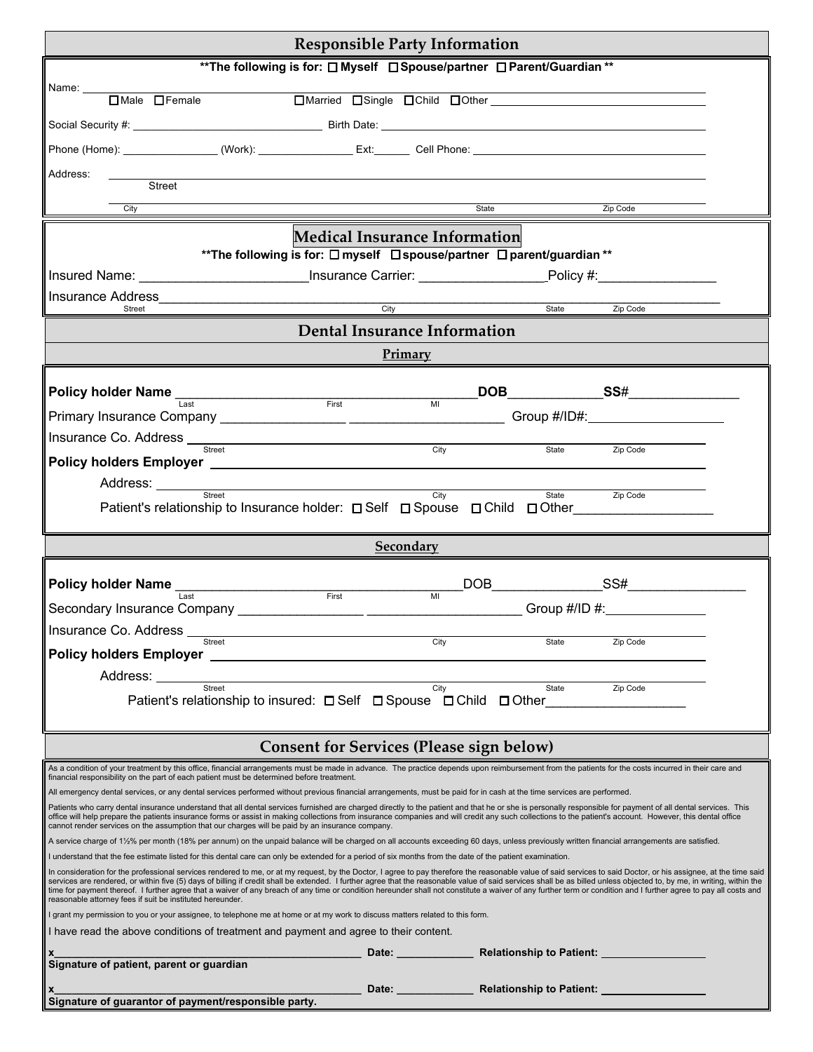## Responsible Party Information

**\*\*The following is for: ☐ Myself ☐ Spouse/partner ☐ Parent/Guardian \*\***

Name: ______________________________________________

☐ Male ☐ Female ☐ Married ☐ Single ☐ Child ☐ Other ______________________

Social Security #: ______________________ Birth Date: ______________________

Phone (Home): ______________ (Work): ______________ Ext: ______ Cell Phone: ______________________

Address: ______________________________________________
Street

______________________________________________
City State Zip Code

## Medical Insurance Information

**\*\*The following is for: ☐ myself ☐ spouse/partner ☐ parent/guardian \*\***

Insured Name: ______________________ Insurance Carrier: ________________ Policy #: ________________

Insurance Address ______________________________________________
Street City State Zip Code

## Dental Insurance Information

### Primary

**Policy holder Name** ______________________________________ **DOB** ____________ **SS#** _______________
Last First MI

Primary Insurance Company ________________ ______________________ Group #/ID#: __________________

Insurance Co. Address ______________________________________________
Street City State Zip Code

**Policy holders Employer** ______________________________________________

Address: ______________________________________________
Street City State Zip Code

Patient's relationship to Insurance holder: ☐ Self ☐ Spouse ☐ Child ☐ Other __________________

### Secondary

**Policy holder Name** ______________________________________ DOB ______________ SS# ________________
Last First MI

Secondary Insurance Company ________________ ______________________ Group #/ID #: ______________

Insurance Co. Address ______________________________________________
Street City State Zip Code

**Policy holders Employer** ______________________________________________

Address: ______________________________________________
Street City State Zip Code

Patient's relationship to insured: ☐ Self ☐ Spouse ☐ Child ☐ Other __________________

## Consent for Services (Please sign below)

As a condition of your treatment by this office, financial arrangements must be made in advance. The practice depends upon reimbursement from the patients for the costs incurred in their care and financial responsibility on the part of each patient must be determined before treatment.

All emergency dental services, or any dental services performed without previous financial arrangements, must be paid for in cash at the time services are performed.

Patients who carry dental insurance understand that all dental services furnished are charged directly to the patient and that he or she is personally responsible for payment of all dental services. This office will help prepare the patients insurance forms or assist in making collections from insurance companies and will credit any such collections to the patient's account. However, this dental office cannot render services on the assumption that our charges will be paid by an insurance company.

A service charge of 1½% per month (18% per annum) on the unpaid balance will be charged on all accounts exceeding 60 days, unless previously written financial arrangements are satisfied.

I understand that the fee estimate listed for this dental care can only be extended for a period of six months from the date of the patient examination.

In consideration for the professional services rendered to me, or at my request, by the Doctor, I agree to pay therefore the reasonable value of said services to said Doctor, or his assignee, at the time said services are rendered, or within five (5) days of billing if credit shall be extended. I further agree that the reasonable value of said services shall be as billed unless objected to, by me, in writing, within the time for payment thereof. I further agree that a waiver of any breach of any time or condition hereunder shall not constitute a waiver of any further term or condition and I further agree to pay all costs and reasonable attorney fees if suit be instituted hereunder.

I grant my permission to you or your assignee, to telephone me at home or at my work to discuss matters related to this form.

I have read the above conditions of treatment and payment and agree to their content.

**x**______________________________________________ **Date:** ____________ **Relationship to Patient:** ________________
**Signature of patient, parent or guardian**

**x**______________________________________________ **Date:** ____________ **Relationship to Patient:** ________________
**Signature of guarantor of payment/responsible party.**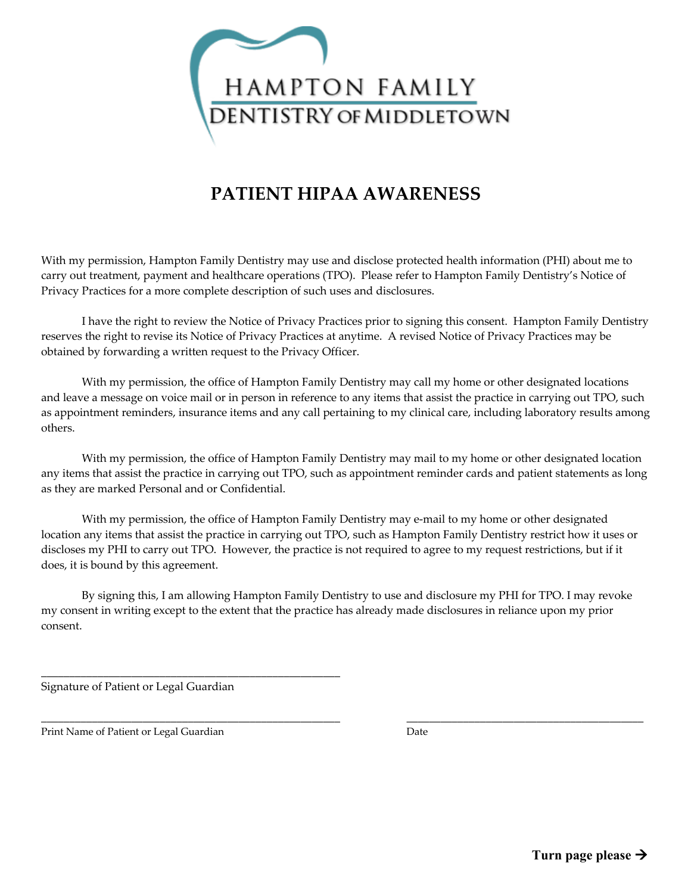HAMPTON FAMILY
DENTISTRY OF MIDDLETOWN

# PATIENT HIPAA AWARENESS

With my permission, Hampton Family Dentistry may use and disclose protected health information (PHI) about me to carry out treatment, payment and healthcare operations (TPO). Please refer to Hampton Family Dentistry's Notice of Privacy Practices for a more complete description of such uses and disclosures.

I have the right to review the Notice of Privacy Practices prior to signing this consent. Hampton Family Dentistry reserves the right to revise its Notice of Privacy Practices at anytime. A revised Notice of Privacy Practices may be obtained by forwarding a written request to the Privacy Officer.

With my permission, the office of Hampton Family Dentistry may call my home or other designated locations and leave a message on voice mail or in person in reference to any items that assist the practice in carrying out TPO, such as appointment reminders, insurance items and any call pertaining to my clinical care, including laboratory results among others.

With my permission, the office of Hampton Family Dentistry may mail to my home or other designated location any items that assist the practice in carrying out TPO, such as appointment reminder cards and patient statements as long as they are marked Personal and or Confidential.

With my permission, the office of Hampton Family Dentistry may e-mail to my home or other designated location any items that assist the practice in carrying out TPO, such as Hampton Family Dentistry restrict how it uses or discloses my PHI to carry out TPO. However, the practice is not required to agree to my request restrictions, but if it does, it is bound by this agreement.

By signing this, I am allowing Hampton Family Dentistry to use and disclosure my PHI for TPO. I may revoke my consent in writing except to the extent that the practice has already made disclosures in reliance upon my prior consent.

\_\_\_\_\_\_\_\_\_\_\_\_\_\_\_\_\_\_\_\_\_\_\_\_\_\_\_\_\_\_\_\_\_\_\_\_\_\_\_\_\_\_\_\_\_\_\_\_

Signature of Patient or Legal Guardian

\_\_\_\_\_\_\_\_\_\_\_\_\_\_\_\_\_\_\_\_\_\_\_\_\_\_\_\_\_\_\_\_\_\_\_\_\_\_\_\_\_\_\_\_\_\_\_\_ \_\_\_\_\_\_\_\_\_\_\_\_\_\_\_\_\_\_\_\_\_\_\_\_\_\_\_\_\_\_\_\_\_\_\_\_\_\_\_\_

Print Name of Patient or Legal Guardian Date

**Turn page please →**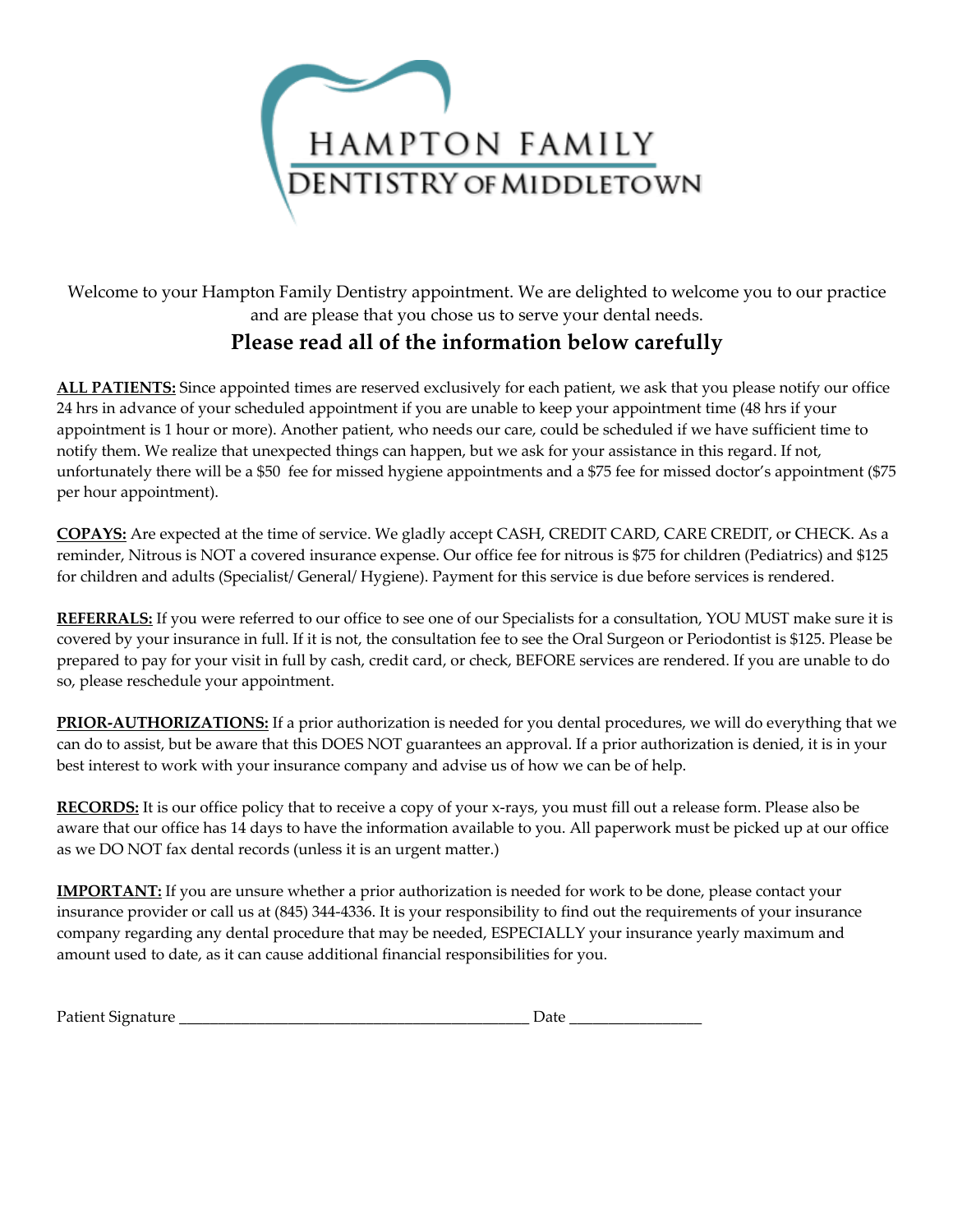# HAMPTON FAMILY DENTISTRY OF MIDDLETOWN

Welcome to your Hampton Family Dentistry appointment. We are delighted to welcome you to our practice and are please that you chose us to serve your dental needs.

## Please read all of the information below carefully

**ALL PATIENTS:** Since appointed times are reserved exclusively for each patient, we ask that you please notify our office 24 hrs in advance of your scheduled appointment if you are unable to keep your appointment time (48 hrs if your appointment is 1 hour or more). Another patient, who needs our care, could be scheduled if we have sufficient time to notify them. We realize that unexpected things can happen, but we ask for your assistance in this regard. If not, unfortunately there will be a $50 fee for missed hygiene appointments and a $75 fee for missed doctor's appointment ($75 per hour appointment).

**COPAYS:** Are expected at the time of service. We gladly accept CASH, CREDIT CARD, CARE CREDIT, or CHECK. As a reminder, Nitrous is NOT a covered insurance expense. Our office fee for nitrous is $75 for children (Pediatrics) and $125 for children and adults (Specialist/ General/ Hygiene). Payment for this service is due before services is rendered.

**REFERRALS:** If you were referred to our office to see one of our Specialists for a consultation, YOU MUST make sure it is covered by your insurance in full. If it is not, the consultation fee to see the Oral Surgeon or Periodontist is $125. Please be prepared to pay for your visit in full by cash, credit card, or check, BEFORE services are rendered. If you are unable to do so, please reschedule your appointment.

**PRIOR-AUTHORIZATIONS:** If a prior authorization is needed for you dental procedures, we will do everything that we can do to assist, but be aware that this DOES NOT guarantees an approval. If a prior authorization is denied, it is in your best interest to work with your insurance company and advise us of how we can be of help.

**RECORDS:** It is our office policy that to receive a copy of your x-rays, you must fill out a release form. Please also be aware that our office has 14 days to have the information available to you. All paperwork must be picked up at our office as we DO NOT fax dental records (unless it is an urgent matter.)

**IMPORTANT:** If you are unsure whether a prior authorization is needed for work to be done, please contact your insurance provider or call us at (845) 344-4336. It is your responsibility to find out the requirements of your insurance company regarding any dental procedure that may be needed, ESPECIALLY your insurance yearly maximum and amount used to date, as it can cause additional financial responsibilities for you.

Patient Signature ____________________________________________ Date ________________